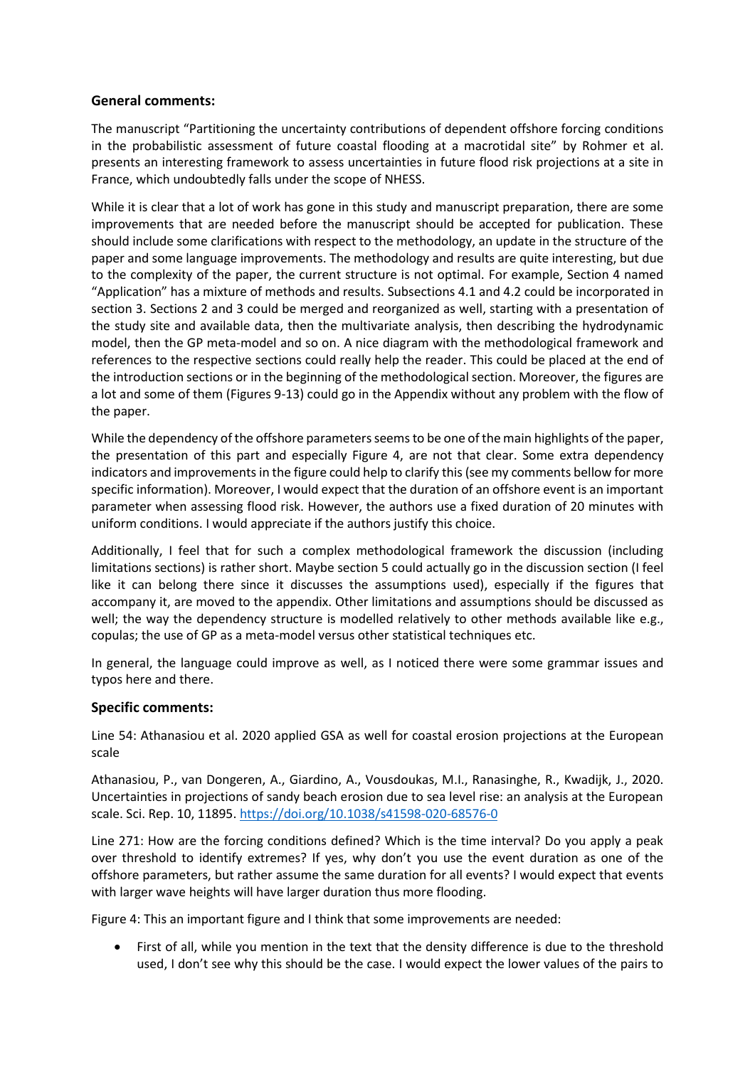### General comments:

The manuscript "Partitioning the uncertainty contributions of dependent offshore forcing conditions in the probabilistic assessment of future coastal flooding at a macrotidal site" by Rohmer et al. presents an interesting framework to assess uncertainties in future flood risk projections at a site in France, which undoubtedly falls under the scope of NHESS.

While it is clear that a lot of work has gone in this study and manuscript preparation, there are some improvements that are needed before the manuscript should be accepted for publication. These should include some clarifications with respect to the methodology, an update in the structure of the paper and some language improvements. The methodology and results are quite interesting, but due to the complexity of the paper, the current structure is not optimal. For example, Section 4 named "Application" has a mixture of methods and results. Subsections 4.1 and 4.2 could be incorporated in section 3. Sections 2 and 3 could be merged and reorganized as well, starting with a presentation of the study site and available data, then the multivariate analysis, then describing the hydrodynamic model, then the GP meta-model and so on. A nice diagram with the methodological framework and references to the respective sections could really help the reader. This could be placed at the end of the introduction sections or in the beginning of the methodological section. Moreover, the figures are a lot and some of them (Figures 9-13) could go in the Appendix without any problem with the flow of the paper.

While the dependency of the offshore parameters seems to be one of the main highlights of the paper, the presentation of this part and especially Figure 4, are not that clear. Some extra dependency indicators and improvements in the figure could help to clarify this (see my comments bellow for more specific information). Moreover, I would expect that the duration of an offshore event is an important parameter when assessing flood risk. However, the authors use a fixed duration of 20 minutes with uniform conditions. I would appreciate if the authors justify this choice.

Additionally, I feel that for such a complex methodological framework the discussion (including limitations sections) is rather short. Maybe section 5 could actually go in the discussion section (I feel like it can belong there since it discusses the assumptions used), especially if the figures that accompany it, are moved to the appendix. Other limitations and assumptions should be discussed as well; the way the dependency structure is modelled relatively to other methods available like e.g., copulas; the use of GP as a meta-model versus other statistical techniques etc.

In general, the language could improve as well, as I noticed there were some grammar issues and typos here and there.

### Specific comments:

Line 54: Athanasiou et al. 2020 applied GSA as well for coastal erosion projections at the European scale

Athanasiou, P., van Dongeren, A., Giardino, A., Vousdoukas, M.I., Ranasinghe, R., Kwadijk, J., 2020. Uncertainties in projections of sandy beach erosion due to sea level rise: an analysis at the European scale. Sci. Rep. 10, 11895. https://doi.org/10.1038/s41598-020-68576-0

Line 271: How are the forcing conditions defined? Which is the time interval? Do you apply a peak over threshold to identify extremes? If yes, why don't you use the event duration as one of the offshore parameters, but rather assume the same duration for all events? I would expect that events with larger wave heights will have larger duration thus more flooding.

Figure 4: This an important figure and I think that some improvements are needed:

- First of all, while you mention in the text that the density difference is due to the threshold used, I don't see why this should be the case. I would expect the lower values of the pairs to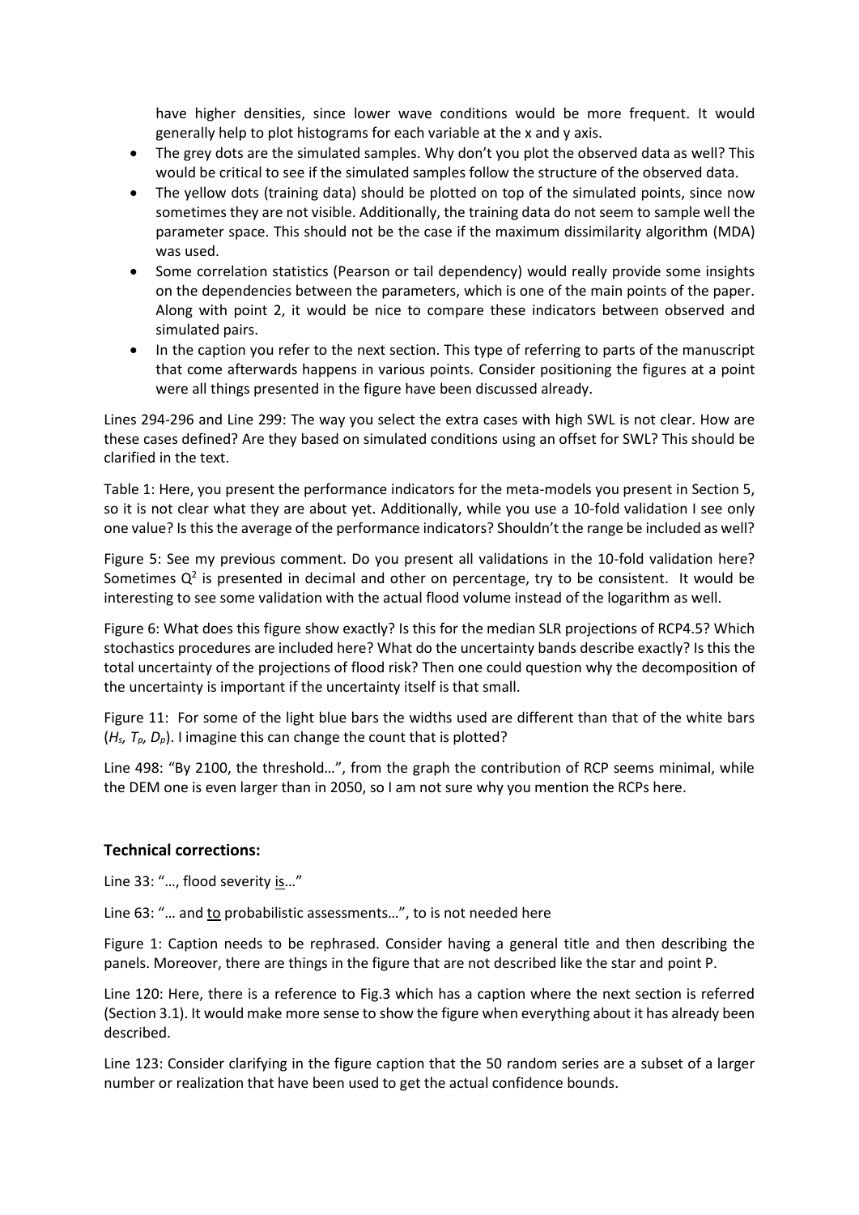have higher densities, since lower wave conditions would be more frequent. It would generally help to plot histograms for each variable at the x and y axis.

- The grey dots are the simulated samples. Why don't you plot the observed data as well? This would be critical to see if the simulated samples follow the structure of the observed data.
- The yellow dots (training data) should be plotted on top of the simulated points, since now sometimes they are not visible. Additionally, the training data do not seem to sample well the parameter space. This should not be the case if the maximum dissimilarity algorithm (MDA) was used.
- Some correlation statistics (Pearson or tail dependency) would really provide some insights on the dependencies between the parameters, which is one of the main points of the paper. Along with point 2, it would be nice to compare these indicators between observed and simulated pairs.
- In the caption you refer to the next section. This type of referring to parts of the manuscript that come afterwards happens in various points. Consider positioning the figures at a point were all things presented in the figure have been discussed already.

Lines 294-296 and Line 299: The way you select the extra cases with high SWL is not clear. How are these cases defined? Are they based on simulated conditions using an offset for SWL? This should be clarified in the text.

Table 1: Here, you present the performance indicators for the meta-models you present in Section 5, so it is not clear what they are about yet. Additionally, while you use a 10-fold validation I see only one value? Is this the average of the performance indicators? Shouldn't the range be included as well?

Figure 5: See my previous comment. Do you present all validations in the 10-fold validation here? Sometimes $Q^2$ is presented in decimal and other on percentage, try to be consistent. It would be interesting to see some validation with the actual flood volume instead of the logarithm as well.

Figure 6: What does this figure show exactly? Is this for the median SLR projections of RCP4.5? Which stochastics procedures are included here? What do the uncertainty bands describe exactly? Is this the total uncertainty of the projections of flood risk? Then one could question why the decomposition of the uncertainty is important if the uncertainty itself is that small.

Figure 11: For some of the light blue bars the widths used are different than that of the white bars ($H_s$, $T_p$, $D_p$). I imagine this can change the count that is plotted?

Line 498: "By 2100, the threshold…", from the graph the contribution of RCP seems minimal, while the DEM one is even larger than in 2050, so I am not sure why you mention the RCPs here.

### Technical corrections:

Line 33: "…, flood severity is…"

Line 63: "… and to probabilistic assessments…", to is not needed here

Figure 1: Caption needs to be rephrased. Consider having a general title and then describing the panels. Moreover, there are things in the figure that are not described like the star and point P.

Line 120: Here, there is a reference to Fig.3 which has a caption where the next section is referred (Section 3.1). It would make more sense to show the figure when everything about it has already been described.

Line 123: Consider clarifying in the figure caption that the 50 random series are a subset of a larger number or realization that have been used to get the actual confidence bounds.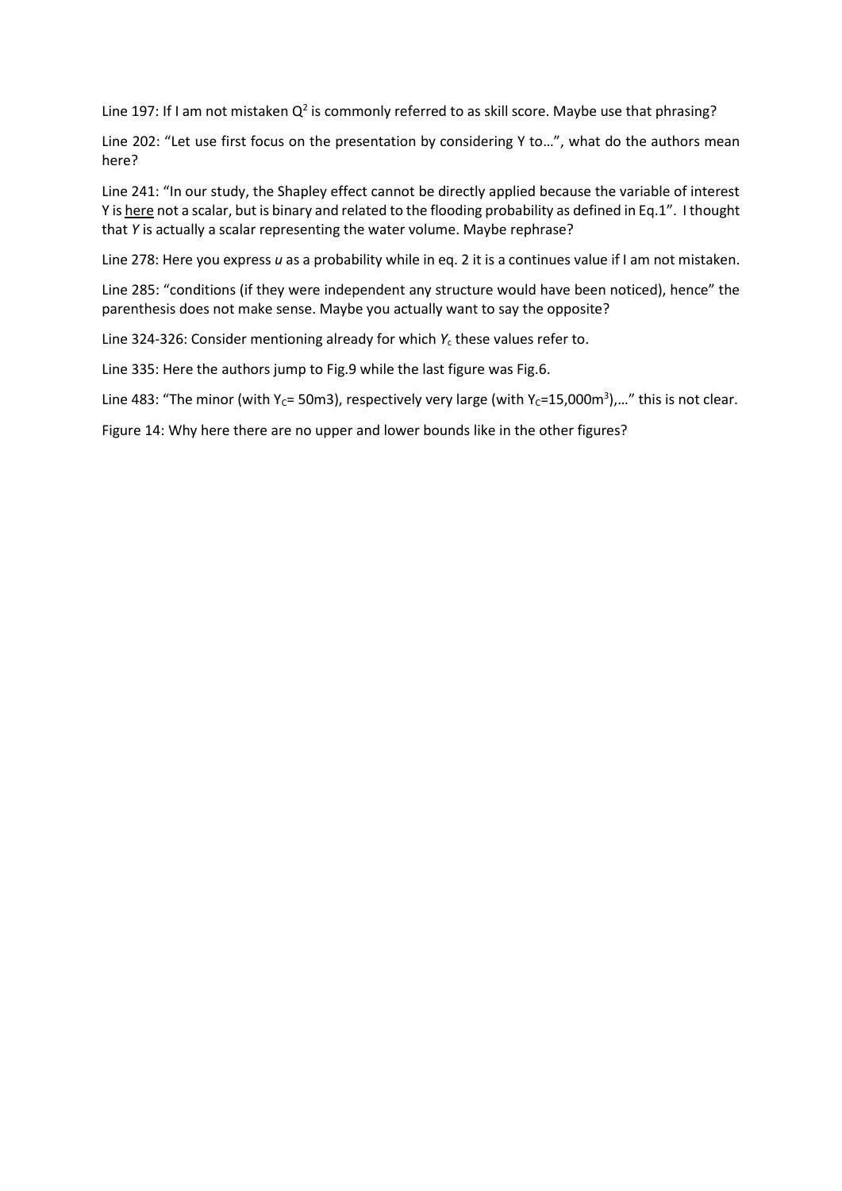Line 197: If I am not mistaken $Q^2$ is commonly referred to as skill score. Maybe use that phrasing?

Line 202: "Let use first focus on the presentation by considering Y to…", what do the authors mean here?

Line 241: "In our study, the Shapley effect cannot be directly applied because the variable of interest Y is <u>here</u> not a scalar, but is binary and related to the flooding probability as defined in Eq.1". I thought that *Y* is actually a scalar representing the water volume. Maybe rephrase?

Line 278: Here you express *u* as a probability while in eq. 2 it is a continues value if I am not mistaken.

Line 285: "conditions (if they were independent any structure would have been noticed), hence" the parenthesis does not make sense. Maybe you actually want to say the opposite?

Line 324-326: Consider mentioning already for which $Y_c$ these values refer to.

Line 335: Here the authors jump to Fig.9 while the last figure was Fig.6.

Line 483: "The minor (with $Y_C$= 50m3), respectively very large (with $Y_C$=15,000$m^3$),…" this is not clear.

Figure 14: Why here there are no upper and lower bounds like in the other figures?